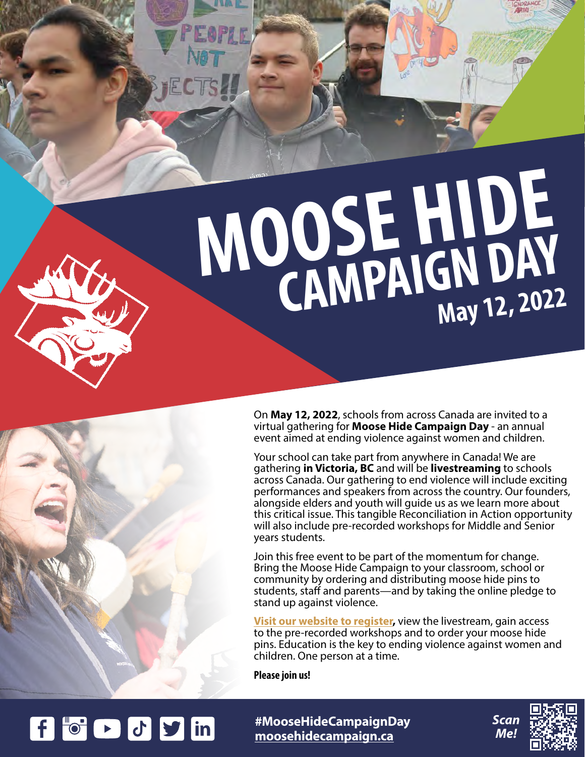# MOOSE HIDE CAMPAIGN DAY

## May 12, 2022

On **May 12, 2022**, schools from across Canada are invited to a virtual gathering for **Moose Hide Campaign Day** - an annual event aimed at ending violence against women and children.

Your school can take part from anywhere in Canada! We are gathering **in Victoria, BC** and will be **livestreaming** to schools across Canada. Our gathering to end violence will include exciting performances and speakers from across the country. Our founders, alongside elders and youth will guide us as we learn more about this critical issue. This tangible Reconciliation in Action opportunity will also include pre-recorded workshops for Middle and Senior years students.

Join this free event to be part of the momentum for change. Bring the Moose Hide Campaign to your classroom, school or community by ordering and distributing moose hide pins to students, staff and parents—and by taking the online pledge to stand up against violence.

**Visit our website to register,** view the livestream, gain access to the pre-recorded workshops and to order your moose hide pins. Education is the key to ending violence against women and children. One person at a time.

**Please join us!**

**#MooseHideCampaignDay**
**moosehidecampaign.ca**

*Scan Me!*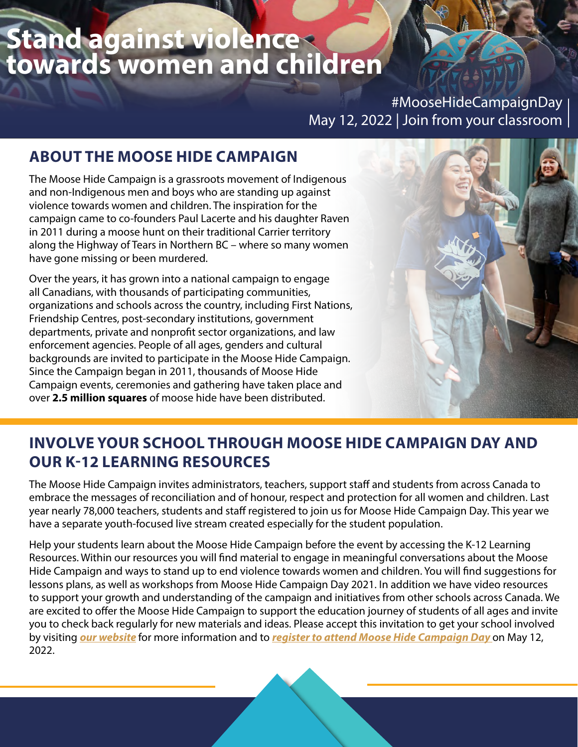# Stand against violence towards women and children

#MooseHideCampaignDay
May 12, 2022 | Join from your classroom

## ABOUT THE MOOSE HIDE CAMPAIGN

The Moose Hide Campaign is a grassroots movement of Indigenous and non-Indigenous men and boys who are standing up against violence towards women and children. The inspiration for the campaign came to co-founders Paul Lacerte and his daughter Raven in 2011 during a moose hunt on their traditional Carrier territory along the Highway of Tears in Northern BC – where so many women have gone missing or been murdered.

Over the years, it has grown into a national campaign to engage all Canadians, with thousands of participating communities, organizations and schools across the country, including First Nations, Friendship Centres, post-secondary institutions, government departments, private and nonprofit sector organizations, and law enforcement agencies. People of all ages, genders and cultural backgrounds are invited to participate in the Moose Hide Campaign. Since the Campaign began in 2011, thousands of Moose Hide Campaign events, ceremonies and gathering have taken place and over **2.5 million squares** of moose hide have been distributed.

## INVOLVE YOUR SCHOOL THROUGH MOOSE HIDE CAMPAIGN DAY AND OUR K-12 LEARNING RESOURCES

The Moose Hide Campaign invites administrators, teachers, support staff and students from across Canada to embrace the messages of reconciliation and of honour, respect and protection for all women and children. Last year nearly 78,000 teachers, students and staff registered to join us for Moose Hide Campaign Day. This year we have a separate youth-focused live stream created especially for the student population.

Help your students learn about the Moose Hide Campaign before the event by accessing the K-12 Learning Resources. Within our resources you will find material to engage in meaningful conversations about the Moose Hide Campaign and ways to stand up to end violence towards women and children. You will find suggestions for lessons plans, as well as workshops from Moose Hide Campaign Day 2021. In addition we have video resources to support your growth and understanding of the campaign and initiatives from other schools across Canada. We are excited to offer the Moose Hide Campaign to support the education journey of students of all ages and invite you to check back regularly for new materials and ideas. Please accept this invitation to get your school involved by visiting ***our website*** for more information and to ***register to attend Moose Hide Campaign Day*** on May 12, 2022.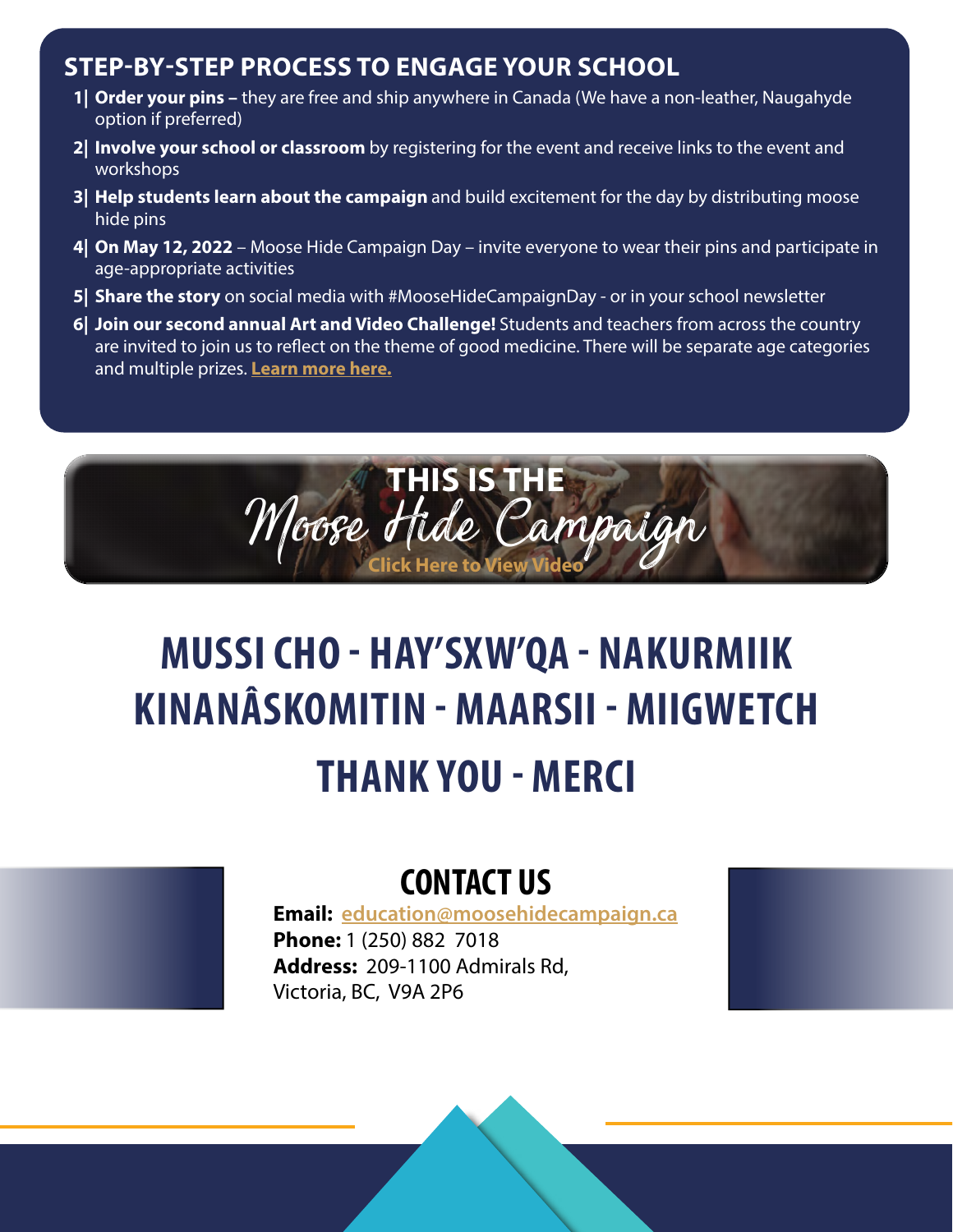## STEP-BY-STEP PROCESS TO ENGAGE YOUR SCHOOL

1| **Order your pins –** they are free and ship anywhere in Canada (We have a non-leather, Naugahyde option if preferred)

2| **Involve your school or classroom** by registering for the event and receive links to the event and workshops

3| **Help students learn about the campaign** and build excitement for the day by distributing moose hide pins

4| **On May 12, 2022** – Moose Hide Campaign Day – invite everyone to wear their pins and participate in age-appropriate activities

5| **Share the story** on social media with #MooseHideCampaignDay - or in your school newsletter

6| **Join our second annual Art and Video Challenge!** Students and teachers from across the country are invited to join us to reflect on the theme of good medicine. There will be separate age categories and multiple prizes. **Learn more here.**

THIS IS THE
*Moose Hide Campaign*
Click Here to View Video

# MUSSI CHO - HAY'SXW'QA - NAKURMIIK KINANÂSKOMITIN - MAARSII - MIIGWETCH

# THANK YOU - MERCI

## CONTACT US

**Email:** education@moosehidecampaign.ca
**Phone:** 1 (250) 882 7018
**Address:** 209-1100 Admirals Rd,
Victoria, BC, V9A 2P6